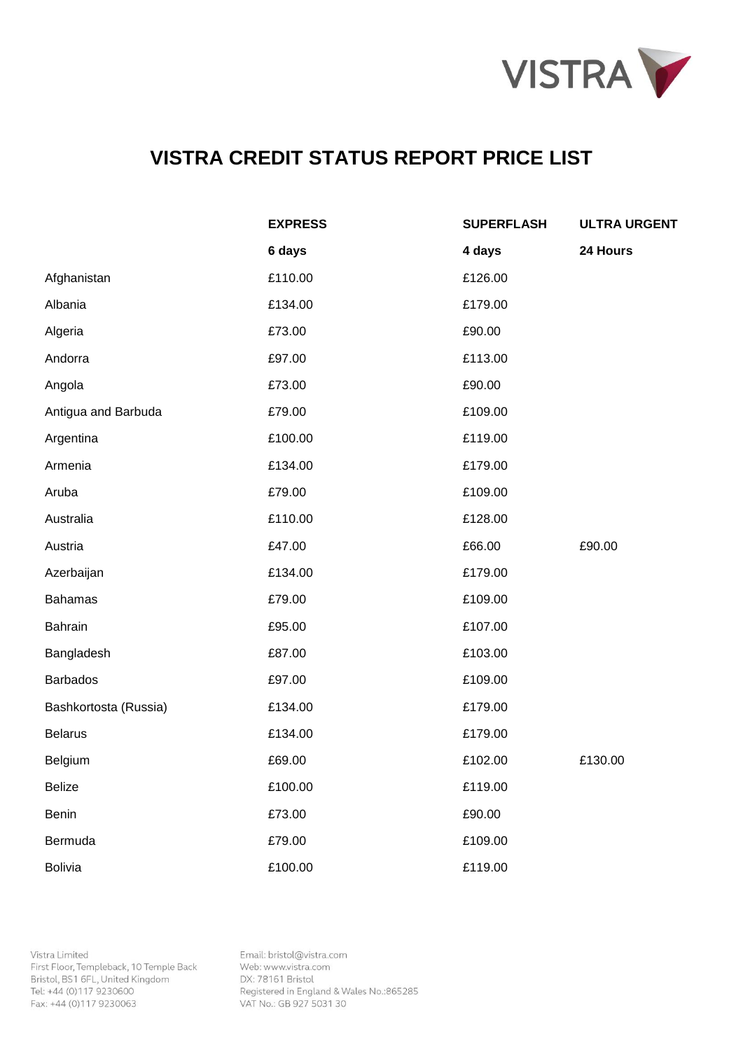# VISTRA CREDIT STATUS REPORT PRICE LIST

| | EXPRESS | SUPERFLASH | ULTRA URGENT |
|---|---|---|---|
| | 6 days | 4 days | 24 Hours |
| Afghanistan | £110.00 | £126.00 | |
| Albania | £134.00 | £179.00 | |
| Algeria | £73.00 | £90.00 | |
| Andorra | £97.00 | £113.00 | |
| Angola | £73.00 | £90.00 | |
| Antigua and Barbuda | £79.00 | £109.00 | |
| Argentina | £100.00 | £119.00 | |
| Armenia | £134.00 | £179.00 | |
| Aruba | £79.00 | £109.00 | |
| Australia | £110.00 | £128.00 | |
| Austria | £47.00 | £66.00 | £90.00 |
| Azerbaijan | £134.00 | £179.00 | |
| Bahamas | £79.00 | £109.00 | |
| Bahrain | £95.00 | £107.00 | |
| Bangladesh | £87.00 | £103.00 | |
| Barbados | £97.00 | £109.00 | |
| Bashkortosta (Russia) | £134.00 | £179.00 | |
| Belarus | £134.00 | £179.00 | |
| Belgium | £69.00 | £102.00 | £130.00 |
| Belize | £100.00 | £119.00 | |
| Benin | £73.00 | £90.00 | |
| Bermuda | £79.00 | £109.00 | |
| Bolivia | £100.00 | £119.00 | |

Vistra Limited
First Floor, Templeback, 10 Temple Back
Bristol, BS1 6FL, United Kingdom
Tel: +44 (0)117 9230600
Fax: +44 (0)117 9230063

Email: bristol@vistra.com
Web: www.vistra.com
DX: 78161 Bristol
Registered in England & Wales No.:865285
VAT No.: GB 927 5031 30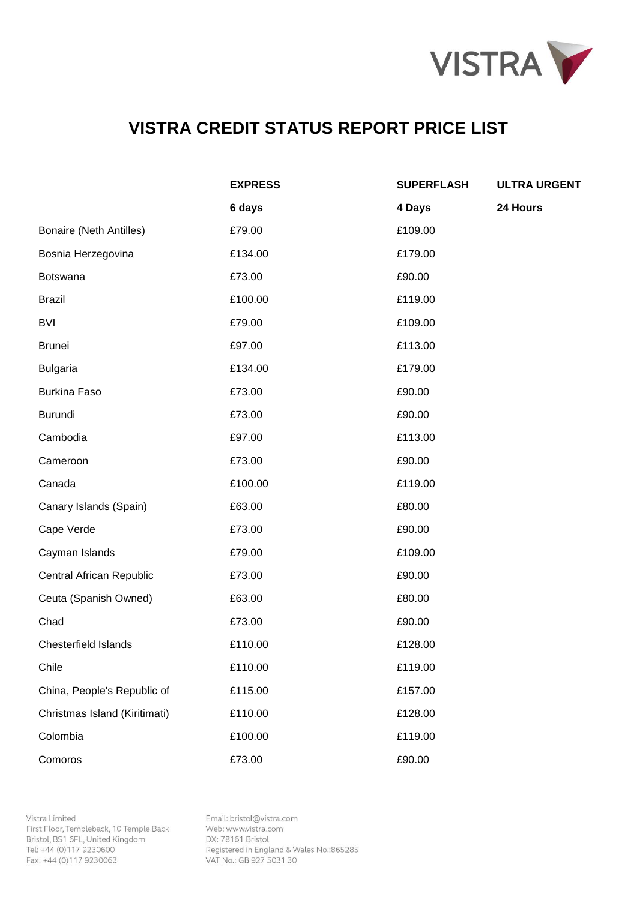# VISTRA CREDIT STATUS REPORT PRICE LIST

| | EXPRESS | SUPERFLASH | ULTRA URGENT |
|---|---|---|---|
| | **6 days** | **4 Days** | **24 Hours** |
| Bonaire (Neth Antilles) | £79.00 | £109.00 | |
| Bosnia Herzegovina | £134.00 | £179.00 | |
| Botswana | £73.00 | £90.00 | |
| Brazil | £100.00 | £119.00 | |
| BVI | £79.00 | £109.00 | |
| Brunei | £97.00 | £113.00 | |
| Bulgaria | £134.00 | £179.00 | |
| Burkina Faso | £73.00 | £90.00 | |
| Burundi | £73.00 | £90.00 | |
| Cambodia | £97.00 | £113.00 | |
| Cameroon | £73.00 | £90.00 | |
| Canada | £100.00 | £119.00 | |
| Canary Islands (Spain) | £63.00 | £80.00 | |
| Cape Verde | £73.00 | £90.00 | |
| Cayman Islands | £79.00 | £109.00 | |
| Central African Republic | £73.00 | £90.00 | |
| Ceuta (Spanish Owned) | £63.00 | £80.00 | |
| Chad | £73.00 | £90.00 | |
| Chesterfield Islands | £110.00 | £128.00 | |
| Chile | £110.00 | £119.00 | |
| China, People's Republic of | £115.00 | £157.00 | |
| Christmas Island (Kiritimati) | £110.00 | £128.00 | |
| Colombia | £100.00 | £119.00 | |
| Comoros | £73.00 | £90.00 | |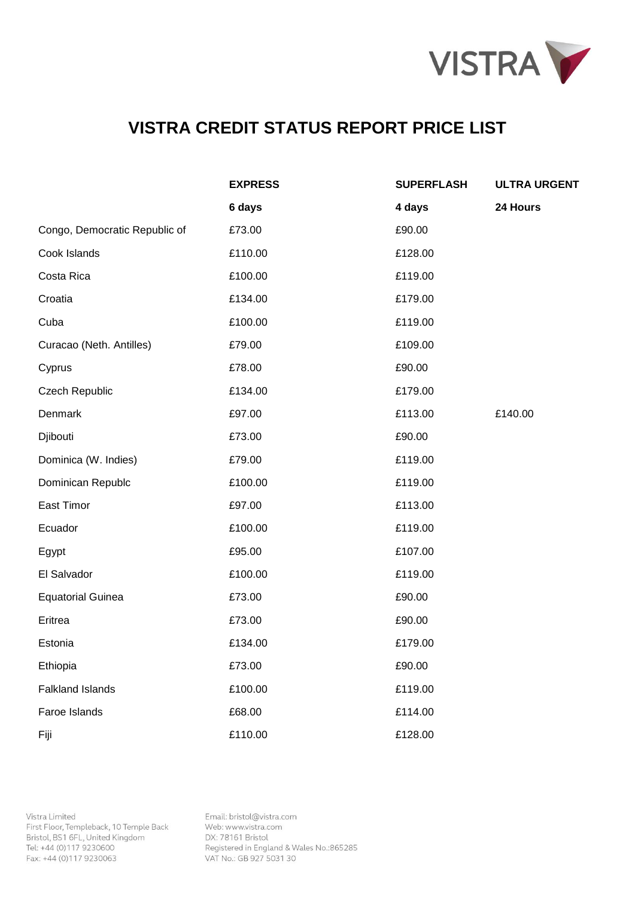# VISTRA CREDIT STATUS REPORT PRICE LIST

| | EXPRESS | SUPERFLASH | ULTRA URGENT |
|---|---|---|---|
| | 6 days | 4 days | 24 Hours |
| Congo, Democratic Republic of | £73.00 | £90.00 | |
| Cook Islands | £110.00 | £128.00 | |
| Costa Rica | £100.00 | £119.00 | |
| Croatia | £134.00 | £179.00 | |
| Cuba | £100.00 | £119.00 | |
| Curacao (Neth. Antilles) | £79.00 | £109.00 | |
| Cyprus | £78.00 | £90.00 | |
| Czech Republic | £134.00 | £179.00 | |
| Denmark | £97.00 | £113.00 | £140.00 |
| Djibouti | £73.00 | £90.00 | |
| Dominica (W. Indies) | £79.00 | £119.00 | |
| Dominican Republc | £100.00 | £119.00 | |
| East Timor | £97.00 | £113.00 | |
| Ecuador | £100.00 | £119.00 | |
| Egypt | £95.00 | £107.00 | |
| El Salvador | £100.00 | £119.00 | |
| Equatorial Guinea | £73.00 | £90.00 | |
| Eritrea | £73.00 | £90.00 | |
| Estonia | £134.00 | £179.00 | |
| Ethiopia | £73.00 | £90.00 | |
| Falkland Islands | £100.00 | £119.00 | |
| Faroe Islands | £68.00 | £114.00 | |
| Fiji | £110.00 | £128.00 | |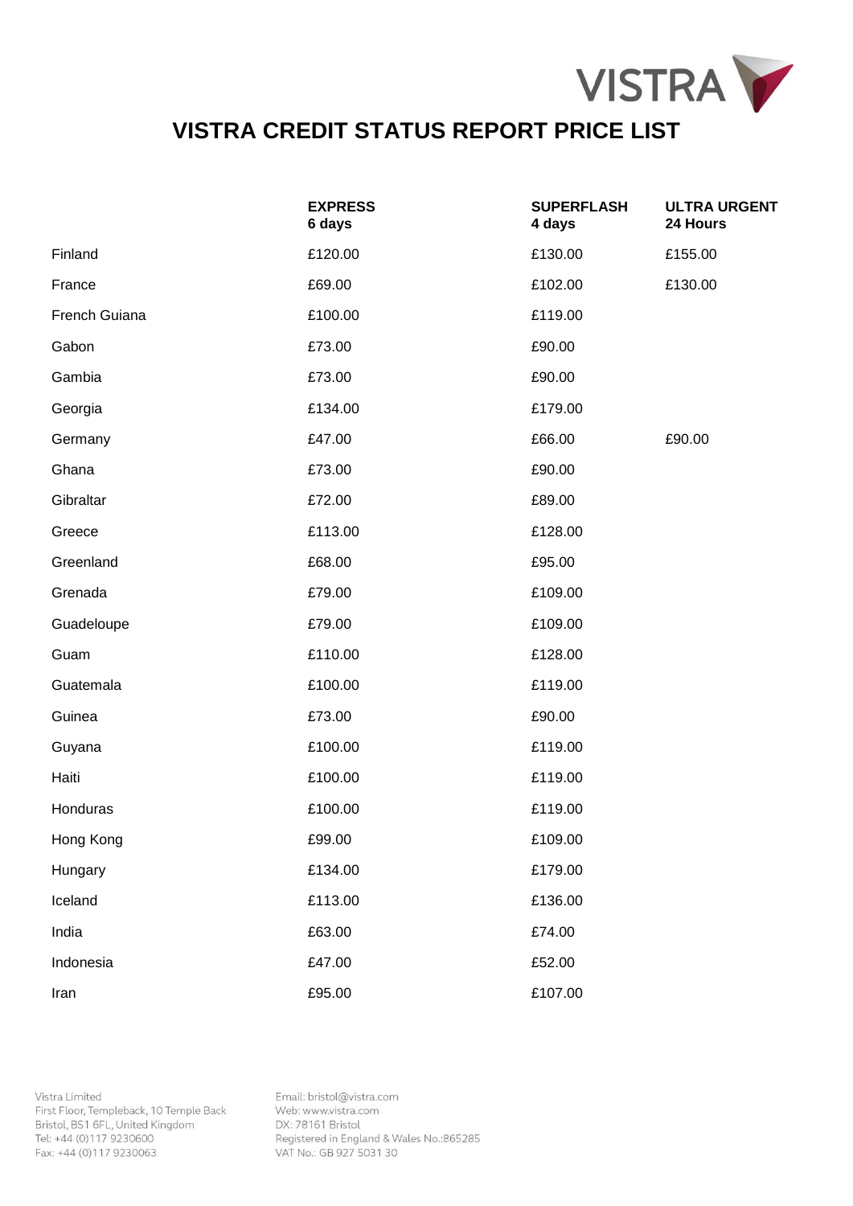# VISTRA CREDIT STATUS REPORT PRICE LIST

| | EXPRESS 6 days | SUPERFLASH 4 days | ULTRA URGENT 24 Hours |
|---|---|---|---|
| Finland | £120.00 | £130.00 | £155.00 |
| France | £69.00 | £102.00 | £130.00 |
| French Guiana | £100.00 | £119.00 | |
| Gabon | £73.00 | £90.00 | |
| Gambia | £73.00 | £90.00 | |
| Georgia | £134.00 | £179.00 | |
| Germany | £47.00 | £66.00 | £90.00 |
| Ghana | £73.00 | £90.00 | |
| Gibraltar | £72.00 | £89.00 | |
| Greece | £113.00 | £128.00 | |
| Greenland | £68.00 | £95.00 | |
| Grenada | £79.00 | £109.00 | |
| Guadeloupe | £79.00 | £109.00 | |
| Guam | £110.00 | £128.00 | |
| Guatemala | £100.00 | £119.00 | |
| Guinea | £73.00 | £90.00 | |
| Guyana | £100.00 | £119.00 | |
| Haiti | £100.00 | £119.00 | |
| Honduras | £100.00 | £119.00 | |
| Hong Kong | £99.00 | £109.00 | |
| Hungary | £134.00 | £179.00 | |
| Iceland | £113.00 | £136.00 | |
| India | £63.00 | £74.00 | |
| Indonesia | £47.00 | £52.00 | |
| Iran | £95.00 | £107.00 | |

Vistra Limited
First Floor, Templeback, 10 Temple Back
Bristol, BS1 6FL, United Kingdom
Tel: +44 (0)117 9230600
Fax: +44 (0)117 9230063

Email: bristol@vistra.com
Web: www.vistra.com
DX: 78161 Bristol
Registered in England & Wales No.:865285
VAT No.: GB 927 5031 30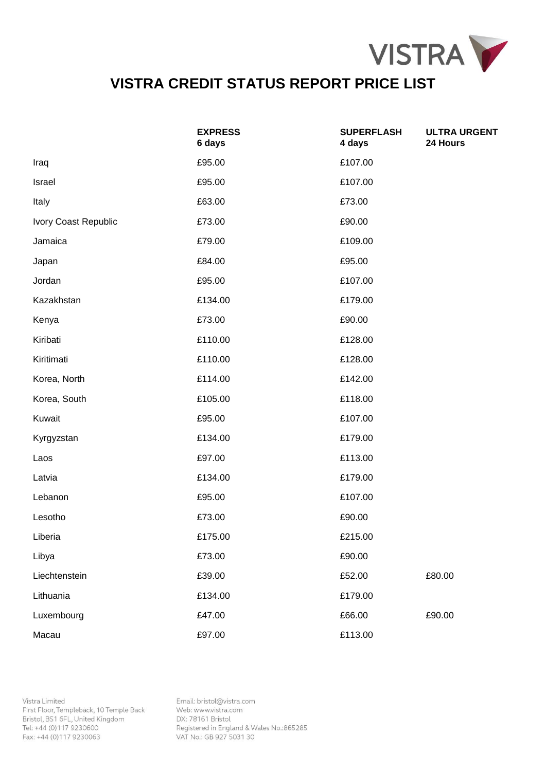# VISTRA CREDIT STATUS REPORT PRICE LIST

| | EXPRESS 6 days | SUPERFLASH 4 days | ULTRA URGENT 24 Hours |
|---|---|---|---|
| Iraq | £95.00 | £107.00 | |
| Israel | £95.00 | £107.00 | |
| Italy | £63.00 | £73.00 | |
| Ivory Coast Republic | £73.00 | £90.00 | |
| Jamaica | £79.00 | £109.00 | |
| Japan | £84.00 | £95.00 | |
| Jordan | £95.00 | £107.00 | |
| Kazakhstan | £134.00 | £179.00 | |
| Kenya | £73.00 | £90.00 | |
| Kiribati | £110.00 | £128.00 | |
| Kiritimati | £110.00 | £128.00 | |
| Korea, North | £114.00 | £142.00 | |
| Korea, South | £105.00 | £118.00 | |
| Kuwait | £95.00 | £107.00 | |
| Kyrgyzstan | £134.00 | £179.00 | |
| Laos | £97.00 | £113.00 | |
| Latvia | £134.00 | £179.00 | |
| Lebanon | £95.00 | £107.00 | |
| Lesotho | £73.00 | £90.00 | |
| Liberia | £175.00 | £215.00 | |
| Libya | £73.00 | £90.00 | |
| Liechtenstein | £39.00 | £52.00 | £80.00 |
| Lithuania | £134.00 | £179.00 | |
| Luxembourg | £47.00 | £66.00 | £90.00 |
| Macau | £97.00 | £113.00 | |

Vistra Limited
First Floor, Templeback, 10 Temple Back
Bristol, BS1 6FL, United Kingdom
Tel: +44 (0)117 9230600
Fax: +44 (0)117 9230063

Email: bristol@vistra.com
Web: www.vistra.com
DX: 78161 Bristol
Registered in England & Wales No.:865285
VAT No.: GB 927 5031 30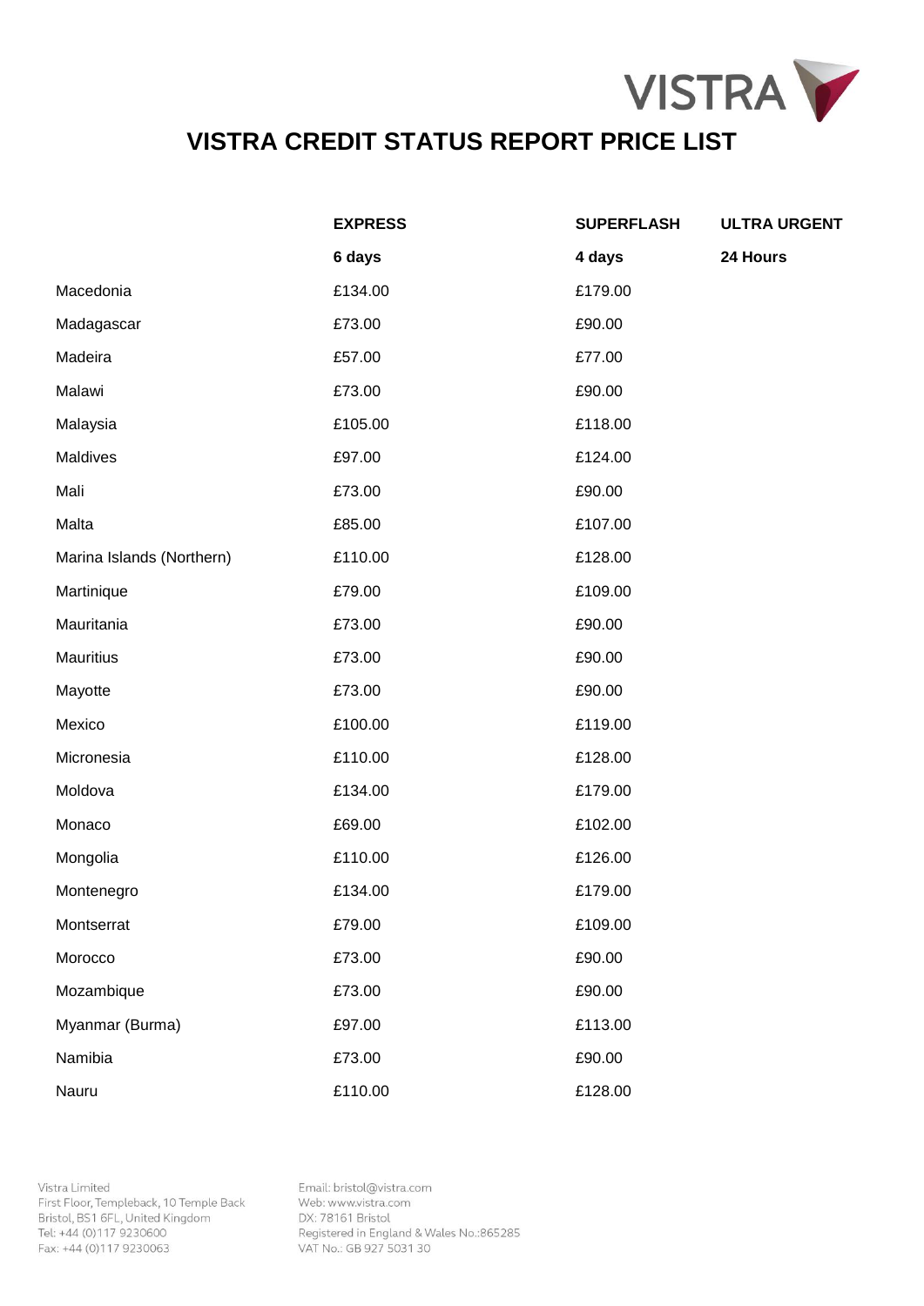# VISTRA CREDIT STATUS REPORT PRICE LIST

| | EXPRESS | SUPERFLASH | ULTRA URGENT |
|---|---|---|---|
| | 6 days | 4 days | 24 Hours |
| Macedonia | £134.00 | £179.00 | |
| Madagascar | £73.00 | £90.00 | |
| Madeira | £57.00 | £77.00 | |
| Malawi | £73.00 | £90.00 | |
| Malaysia | £105.00 | £118.00 | |
| Maldives | £97.00 | £124.00 | |
| Mali | £73.00 | £90.00 | |
| Malta | £85.00 | £107.00 | |
| Marina Islands (Northern) | £110.00 | £128.00 | |
| Martinique | £79.00 | £109.00 | |
| Mauritania | £73.00 | £90.00 | |
| Mauritius | £73.00 | £90.00 | |
| Mayotte | £73.00 | £90.00 | |
| Mexico | £100.00 | £119.00 | |
| Micronesia | £110.00 | £128.00 | |
| Moldova | £134.00 | £179.00 | |
| Monaco | £69.00 | £102.00 | |
| Mongolia | £110.00 | £126.00 | |
| Montenegro | £134.00 | £179.00 | |
| Montserrat | £79.00 | £109.00 | |
| Morocco | £73.00 | £90.00 | |
| Mozambique | £73.00 | £90.00 | |
| Myanmar (Burma) | £97.00 | £113.00 | |
| Namibia | £73.00 | £90.00 | |
| Nauru | £110.00 | £128.00 | |

Vistra Limited
First Floor, Templeback, 10 Temple Back
Bristol, BS1 6FL, United Kingdom
Tel: +44 (0)117 9230600
Fax: +44 (0)117 9230063

Email: bristol@vistra.com
Web: www.vistra.com
DX: 78161 Bristol
Registered in England & Wales No.:865285
VAT No.: GB 927 5031 30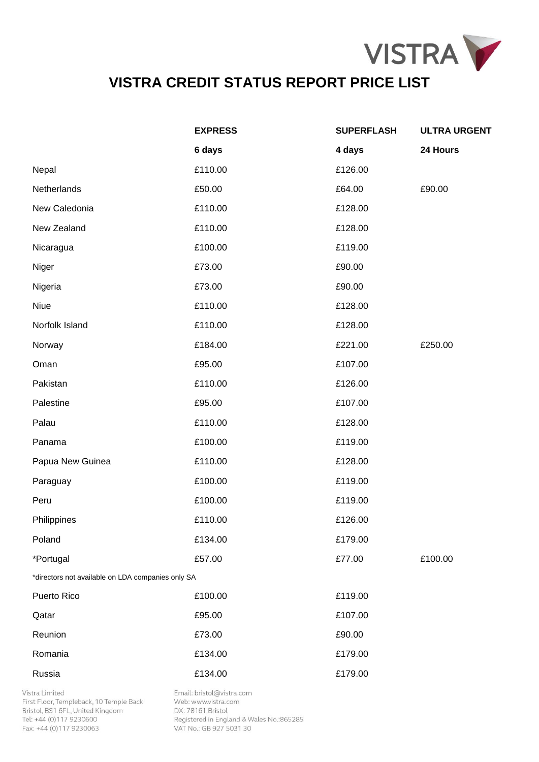# VISTRA CREDIT STATUS REPORT PRICE LIST

| | EXPRESS | SUPERFLASH | ULTRA URGENT |
|---|---|---|---|
| | 6 days | 4 days | 24 Hours |
| Nepal | £110.00 | £126.00 | |
| Netherlands | £50.00 | £64.00 | £90.00 |
| New Caledonia | £110.00 | £128.00 | |
| New Zealand | £110.00 | £128.00 | |
| Nicaragua | £100.00 | £119.00 | |
| Niger | £73.00 | £90.00 | |
| Nigeria | £73.00 | £90.00 | |
| Niue | £110.00 | £128.00 | |
| Norfolk Island | £110.00 | £128.00 | |
| Norway | £184.00 | £221.00 | £250.00 |
| Oman | £95.00 | £107.00 | |
| Pakistan | £110.00 | £126.00 | |
| Palestine | £95.00 | £107.00 | |
| Palau | £110.00 | £128.00 | |
| Panama | £100.00 | £119.00 | |
| Papua New Guinea | £110.00 | £128.00 | |
| Paraguay | £100.00 | £119.00 | |
| Peru | £100.00 | £119.00 | |
| Philippines | £110.00 | £126.00 | |
| Poland | £134.00 | £179.00 | |
| *Portugal | £57.00 | £77.00 | £100.00 |
| *directors not available on LDA companies only SA | | | |
| Puerto Rico | £100.00 | £119.00 | |
| Qatar | £95.00 | £107.00 | |
| Reunion | £73.00 | £90.00 | |
| Romania | £134.00 | £179.00 | |
| Russia | £134.00 | £179.00 | |

Vistra Limited
First Floor, Templeback, 10 Temple Back
Bristol, BS1 6FL, United Kingdom
Tel: +44 (0)117 9230600
Fax: +44 (0)117 9230063

Email: bristol@vistra.com
Web: www.vistra.com
DX: 78161 Bristol
Registered in England & Wales No.:865285
VAT No.: GB 927 5031 30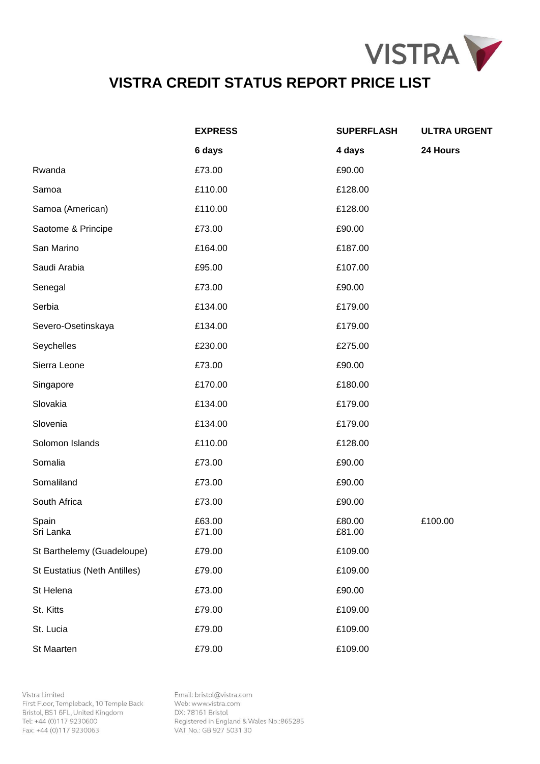# VISTRA CREDIT STATUS REPORT PRICE LIST

| | EXPRESS | SUPERFLASH | ULTRA URGENT |
|---|---|---|---|
| | 6 days | 4 days | 24 Hours |
| Rwanda | £73.00 | £90.00 | |
| Samoa | £110.00 | £128.00 | |
| Samoa (American) | £110.00 | £128.00 | |
| Saotome & Principe | £73.00 | £90.00 | |
| San Marino | £164.00 | £187.00 | |
| Saudi Arabia | £95.00 | £107.00 | |
| Senegal | £73.00 | £90.00 | |
| Serbia | £134.00 | £179.00 | |
| Severo-Osetinskaya | £134.00 | £179.00 | |
| Seychelles | £230.00 | £275.00 | |
| Sierra Leone | £73.00 | £90.00 | |
| Singapore | £170.00 | £180.00 | |
| Slovakia | £134.00 | £179.00 | |
| Slovenia | £134.00 | £179.00 | |
| Solomon Islands | £110.00 | £128.00 | |
| Somalia | £73.00 | £90.00 | |
| Somaliland | £73.00 | £90.00 | |
| South Africa | £73.00 | £90.00 | |
| Spain | £63.00 | £80.00 | £100.00 |
| Sri Lanka | £71.00 | £81.00 | |
| St Barthelemy (Guadeloupe) | £79.00 | £109.00 | |
| St Eustatius (Neth Antilles) | £79.00 | £109.00 | |
| St Helena | £73.00 | £90.00 | |
| St. Kitts | £79.00 | £109.00 | |
| St. Lucia | £79.00 | £109.00 | |
| St Maarten | £79.00 | £109.00 | |

Vistra Limited
First Floor, Templeback, 10 Temple Back
Bristol, BS1 6FL, United Kingdom
Tel: +44 (0)117 9230600
Fax: +44 (0)117 9230063

Email: bristol@vistra.com
Web: www.vistra.com
DX: 78161 Bristol
Registered in England & Wales No.:865285
VAT No.: GB 927 5031 30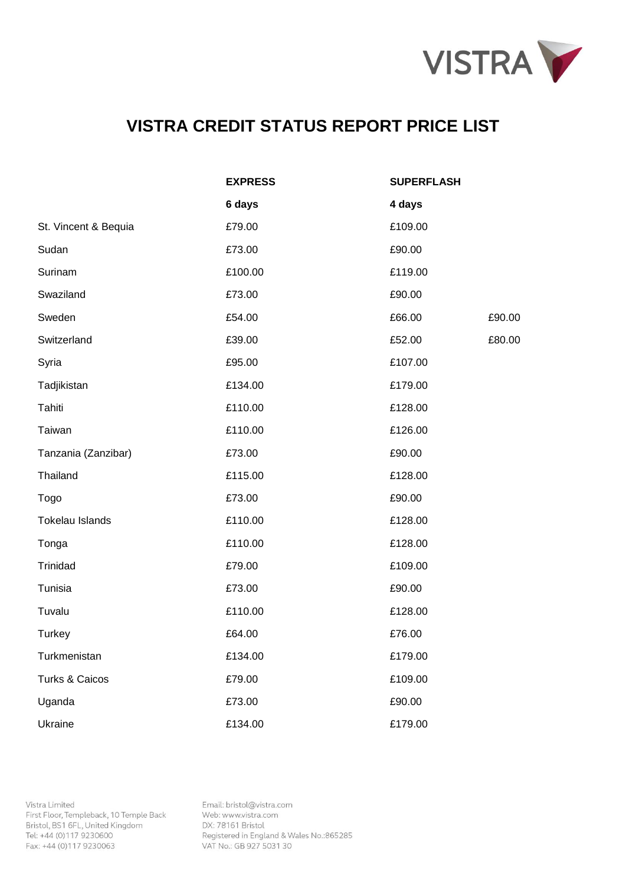# VISTRA CREDIT STATUS REPORT PRICE LIST

| | EXPRESS | SUPERFLASH | |
|---|---|---|---|
| | 6 days | 4 days | |
| St. Vincent & Bequia | £79.00 | £109.00 | |
| Sudan | £73.00 | £90.00 | |
| Surinam | £100.00 | £119.00 | |
| Swaziland | £73.00 | £90.00 | |
| Sweden | £54.00 | £66.00 | £90.00 |
| Switzerland | £39.00 | £52.00 | £80.00 |
| Syria | £95.00 | £107.00 | |
| Tadjikistan | £134.00 | £179.00 | |
| Tahiti | £110.00 | £128.00 | |
| Taiwan | £110.00 | £126.00 | |
| Tanzania (Zanzibar) | £73.00 | £90.00 | |
| Thailand | £115.00 | £128.00 | |
| Togo | £73.00 | £90.00 | |
| Tokelau Islands | £110.00 | £128.00 | |
| Tonga | £110.00 | £128.00 | |
| Trinidad | £79.00 | £109.00 | |
| Tunisia | £73.00 | £90.00 | |
| Tuvalu | £110.00 | £128.00 | |
| Turkey | £64.00 | £76.00 | |
| Turkmenistan | £134.00 | £179.00 | |
| Turks & Caicos | £79.00 | £109.00 | |
| Uganda | £73.00 | £90.00 | |
| Ukraine | £134.00 | £179.00 | |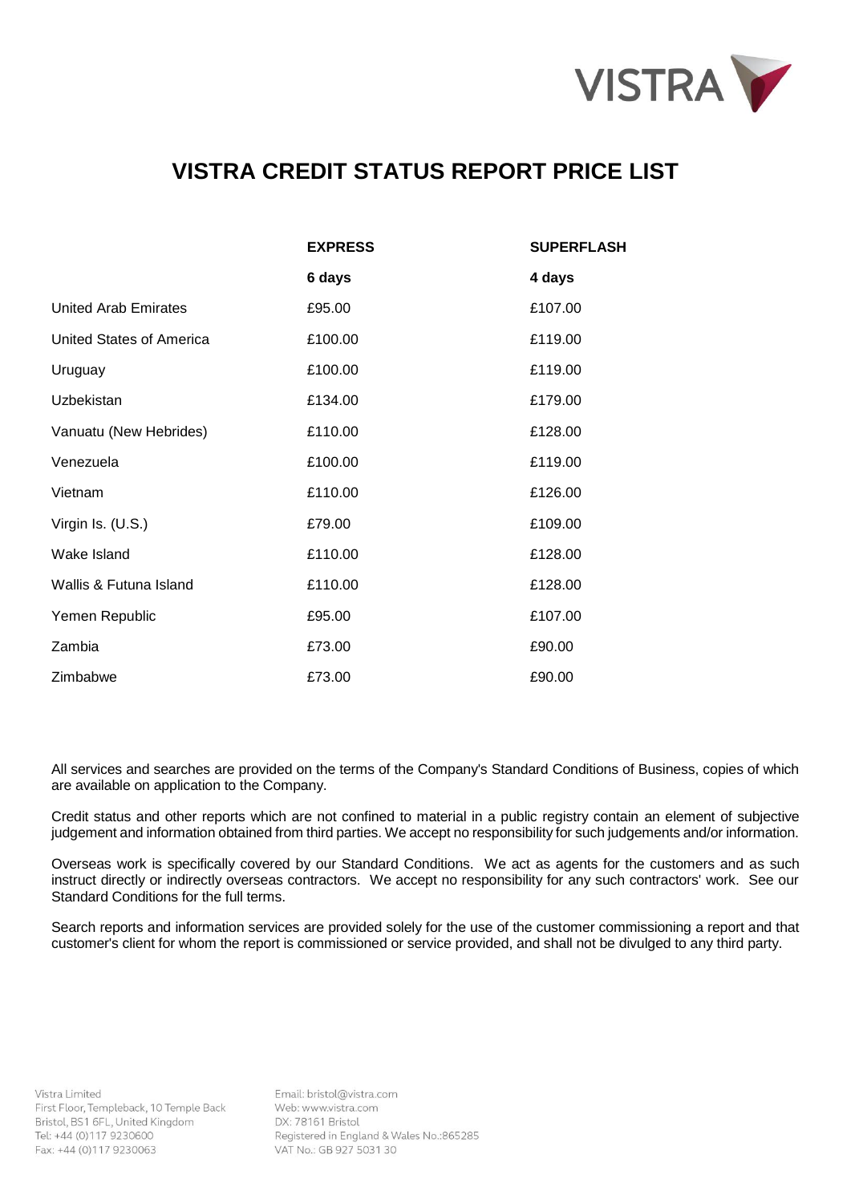# VISTRA CREDIT STATUS REPORT PRICE LIST

| | EXPRESS | SUPERFLASH |
|---|---|---|
| | 6 days | 4 days |
| United Arab Emirates | £95.00 | £107.00 |
| United States of America | £100.00 | £119.00 |
| Uruguay | £100.00 | £119.00 |
| Uzbekistan | £134.00 | £179.00 |
| Vanuatu (New Hebrides) | £110.00 | £128.00 |
| Venezuela | £100.00 | £119.00 |
| Vietnam | £110.00 | £126.00 |
| Virgin Is. (U.S.) | £79.00 | £109.00 |
| Wake Island | £110.00 | £128.00 |
| Wallis & Futuna Island | £110.00 | £128.00 |
| Yemen Republic | £95.00 | £107.00 |
| Zambia | £73.00 | £90.00 |
| Zimbabwe | £73.00 | £90.00 |

All services and searches are provided on the terms of the Company's Standard Conditions of Business, copies of which are available on application to the Company.

Credit status and other reports which are not confined to material in a public registry contain an element of subjective judgement and information obtained from third parties. We accept no responsibility for such judgements and/or information.

Overseas work is specifically covered by our Standard Conditions. We act as agents for the customers and as such instruct directly or indirectly overseas contractors. We accept no responsibility for any such contractors' work. See our Standard Conditions for the full terms.

Search reports and information services are provided solely for the use of the customer commissioning a report and that customer's client for whom the report is commissioned or service provided, and shall not be divulged to any third party.

Vistra Limited
First Floor, Templeback, 10 Temple Back
Bristol, BS1 6FL, United Kingdom
Tel: +44 (0)117 9230600
Fax: +44 (0)117 9230063

Email: bristol@vistra.com
Web: www.vistra.com
DX: 78161 Bristol
Registered in England & Wales No.:865285
VAT No.: GB 927 5031 30